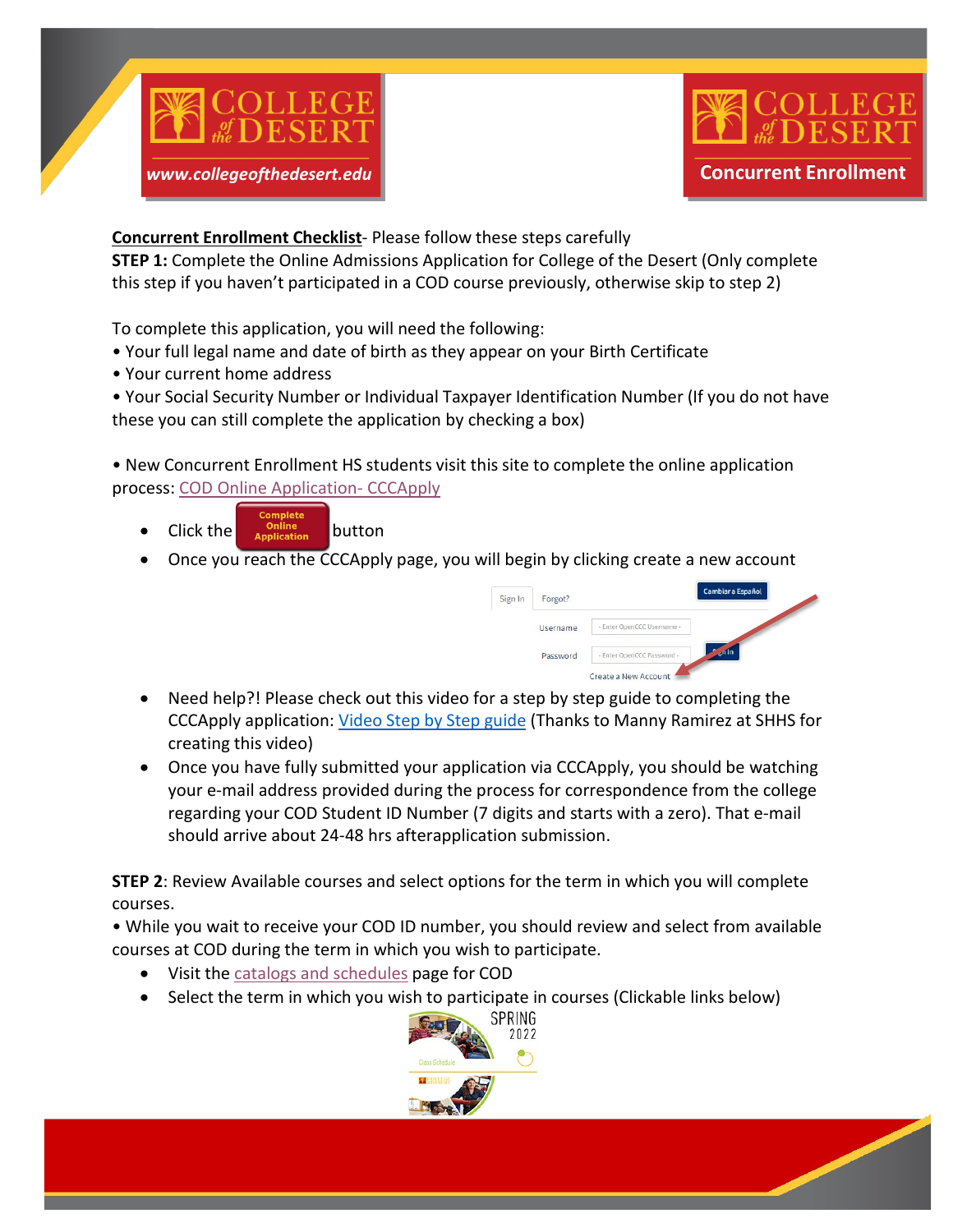**Concurrent Enrollment Checklist**- Please follow these steps carefully

**STEP 1:** Complete the Online Admissions Application for College of the Desert (Only complete this step if you haven't participated in a COD course previously, otherwise skip to step 2)

To complete this application, you will need the following:

• Your full legal name and date of birth as they appear on your Birth Certificate

• Your current home address

• Your Social Security Number or Individual Taxpayer Identification Number (If you do not have these you can still complete the application by checking a box)

• New Concurrent Enrollment HS students visit this site to complete the online application process: COD Online Application- CCCApply

- Click the Complete Online Application button
- Once you reach the CCCApply page, you will begin by clicking create a new account
- Need help?! Please check out this video for a step by step guide to completing the CCCApply application: Video Step by Step guide (Thanks to Manny Ramirez at SHHS for creating this video)
- Once you have fully submitted your application via CCCApply, you should be watching your e-mail address provided during the process for correspondence from the college regarding your COD Student ID Number (7 digits and starts with a zero). That e-mail should arrive about 24-48 hrs afterapplication submission.

**STEP 2**: Review Available courses and select options for the term in which you will complete courses.

• While you wait to receive your COD ID number, you should review and select from available courses at COD during the term in which you wish to participate.

- Visit the catalogs and schedules page for COD
- Select the term in which you wish to participate in courses (Clickable links below)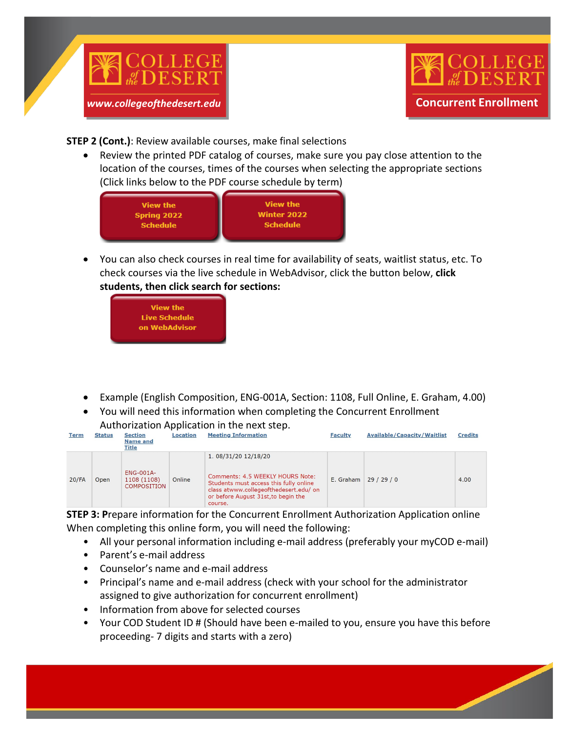**STEP 2 (Cont.)**: Review available courses, make final selections

- Review the printed PDF catalog of courses, make sure you pay close attention to the location of the courses, times of the courses when selecting the appropriate sections (Click links below to the PDF course schedule by term)

View the Spring 2022 Schedule | View the Winter 2022 Schedule

- You can also check courses in real time for availability of seats, waitlist status, etc. To check courses via the live schedule in WebAdvisor, click the button below, **click students, then click search for sections:**

View the Live Schedule on WebAdvisor

- Example (English Composition, ENG-001A, Section: 1108, Full Online, E. Graham, 4.00)
- You will need this information when completing the Concurrent Enrollment Authorization Application in the next step.

| Term | Status | Section Name and Title | Location | Meeting Information | Faculty | Available/Capacity/Waitlist | Credits |
|---|---|---|---|---|---|---|---|
| 20/FA | Open | ENG-001A-1108 (1108) COMPOSITION | Online | 1. 08/31/20 12/18/20<br>Comments: 4.5 WEEKLY HOURS Note: Students must access this fully online class atwww.collegeofthedesert.edu/ on or before August 31st,to begin the course. | E. Graham | 29 / 29 / 0 | 4.00 |

**STEP 3: P**repare information for the Concurrent Enrollment Authorization Application online

When completing this online form, you will need the following:

- All your personal information including e-mail address (preferably your myCOD e-mail)
- Parent's e-mail address
- Counselor's name and e-mail address
- Principal's name and e-mail address (check with your school for the administrator assigned to give authorization for concurrent enrollment)
- Information from above for selected courses
- Your COD Student ID # (Should have been e-mailed to you, ensure you have this before proceeding- 7 digits and starts with a zero)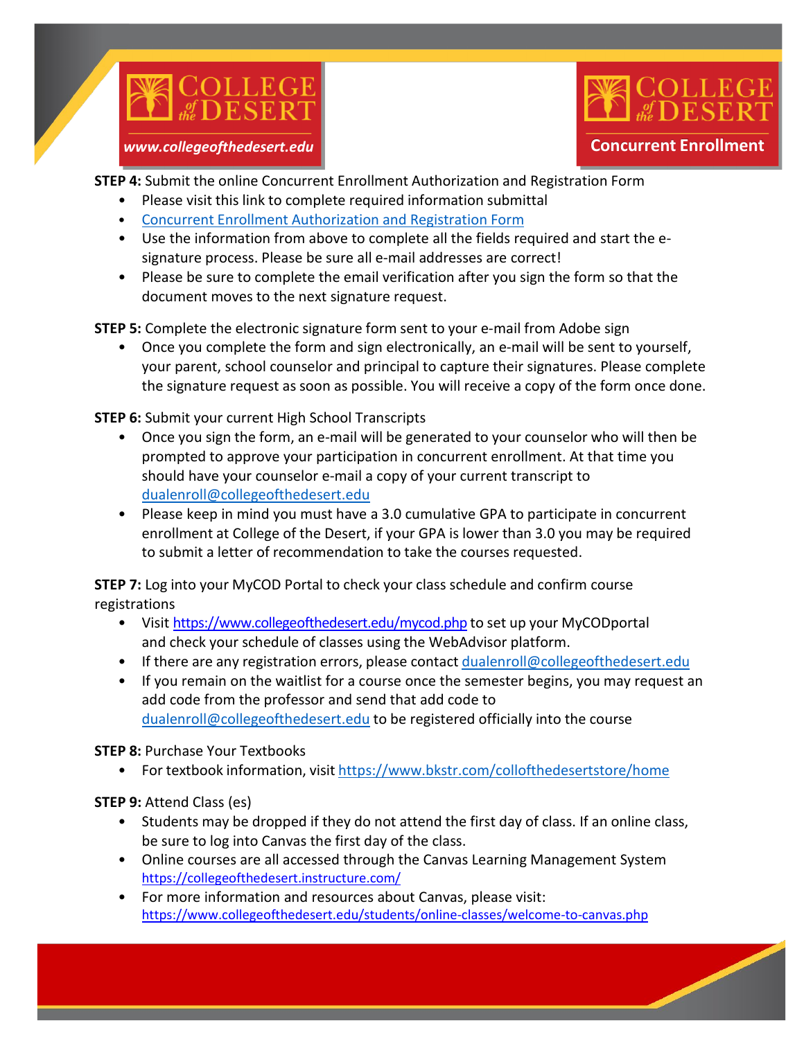**STEP 4:** Submit the online Concurrent Enrollment Authorization and Registration Form

- Please visit this link to complete required information submittal
- Concurrent Enrollment Authorization and Registration Form
- Use the information from above to complete all the fields required and start the e-signature process. Please be sure all e-mail addresses are correct!
- Please be sure to complete the email verification after you sign the form so that the document moves to the next signature request.

**STEP 5:** Complete the electronic signature form sent to your e-mail from Adobe sign

- Once you complete the form and sign electronically, an e-mail will be sent to yourself, your parent, school counselor and principal to capture their signatures. Please complete the signature request as soon as possible. You will receive a copy of the form once done.

**STEP 6:** Submit your current High School Transcripts

- Once you sign the form, an e-mail will be generated to your counselor who will then be prompted to approve your participation in concurrent enrollment. At that time you should have your counselor e-mail a copy of your current transcript to dualenroll@collegeofthedesert.edu
- Please keep in mind you must have a 3.0 cumulative GPA to participate in concurrent enrollment at College of the Desert, if your GPA is lower than 3.0 you may be required to submit a letter of recommendation to take the courses requested.

**STEP 7:** Log into your MyCOD Portal to check your class schedule and confirm course registrations

- Visit https://www.collegeofthedesert.edu/mycod.php to set up your MyCODportal and check your schedule of classes using the WebAdvisor platform.
- If there are any registration errors, please contact dualenroll@collegeofthedesert.edu
- If you remain on the waitlist for a course once the semester begins, you may request an add code from the professor and send that add code to dualenroll@collegeofthedesert.edu to be registered officially into the course

**STEP 8:** Purchase Your Textbooks

- For textbook information, visit https://www.bkstr.com/collofthedesertstore/home

**STEP 9:** Attend Class (es)

- Students may be dropped if they do not attend the first day of class. If an online class, be sure to log into Canvas the first day of the class.
- Online courses are all accessed through the Canvas Learning Management System https://collegeofthedesert.instructure.com/
- For more information and resources about Canvas, please visit: https://www.collegeofthedesert.edu/students/online-classes/welcome-to-canvas.php